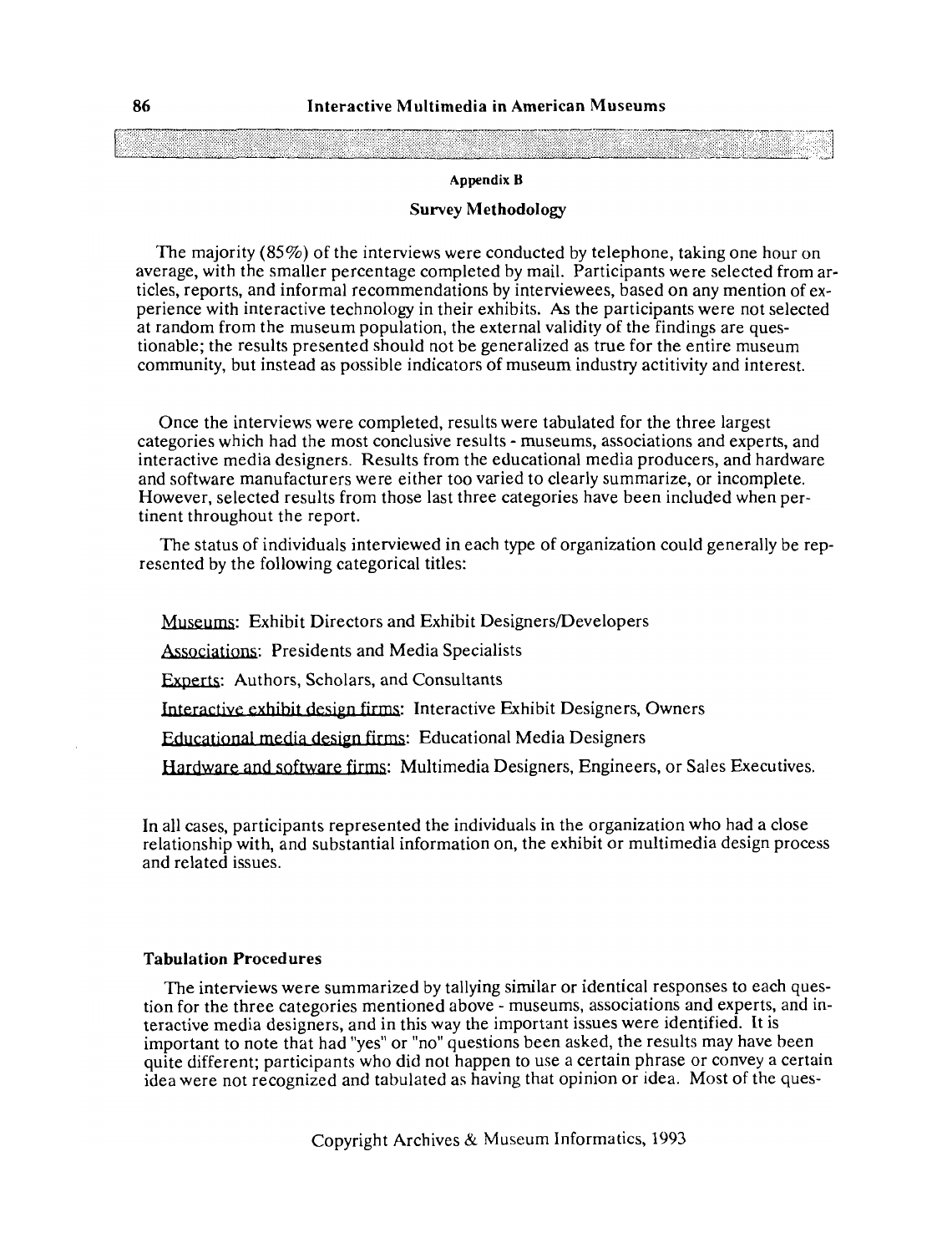Appendix B

## Survey Methodology

The majority (85%) of the interviews were conducted by telephone, taking one hour on average, with the smaller percentage completed by mail. Participants were selected from articles, reports, and informal recommendations by interviewees, based on any mention of experience with interactive technology in their exhibits. As the participants were not selected at random from the museum population, the external validity of the findings are questionable; the results presented should not be generalized as true for the entire museum community, but instead as possible indicators of museum industry actitivity and interest.

Once the interviews were completed, results were tabulated for the three largest categories which had the most conclusive results - museums, associations and experts, and interactive media designers. Results from the educational media producers, and hardware and software manufacturers were either too varied to clearly summarize, or incomplete. However, selected results from those last three categories have been included when pertinent throughout the report.

The status of individuals interviewed in each type of organization could generally be represented by the following categorical titles:

Museums: Exhibit Directors and Exhibit Designers/Developers

Associations: Presidents and Media Specialists

Experts: Authors, Scholars, and Consultants

Interactive exhibit design firms: Interactive Exhibit Designers, Owners

Educational media design firms: Educational Media Designers

Hardware and software firms: Multimedia Designers, Engineers, or Sales Executives.

In all cases, participants represented the individuals in the organization who had a close relationship with, and substantial information on, the exhibit or multimedia design process and related issues.

### Tabulation Procedures

The interviews were summarized by tallying similar or identical responses to each question for the three categories mentioned above - museums, associations and experts, and interactive media designers, and in this way the important issues were identified. It is important to note that had "yes" or "no" questions been asked, the results may have been quite different; participants who did not happen to use a certain phrase or convey a certain idea were not recognized and tabulated as having that opinion or idea. Most of the ques-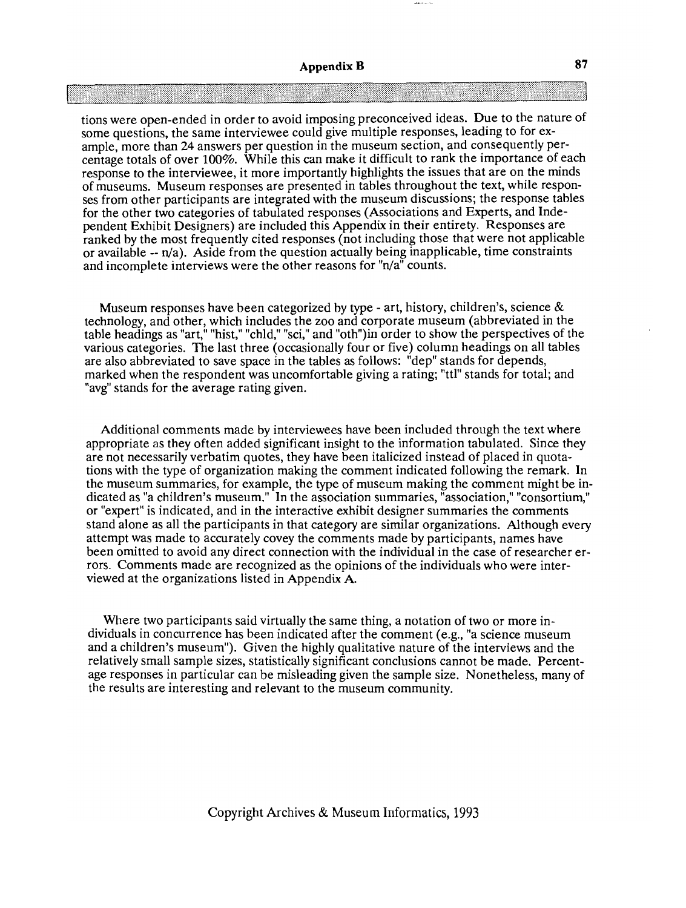tions were open-ended in order to avoid imposing preconceived ideas. Due to the nature of some questions, the same interviewee could give multiple responses, leading to for example, more than 24 answers per question in the museum section, and consequently percentage totals of over 100%. While this can make it difficult to rank the importance of each response to the interviewee, it more importantly highlights the issues that are on the minds of museums. Museum responses are presented in tables throughout the text, while responses from other participants are integrated with the museum discussions; the response tables for the other two categories of tabulated responses (Associations and Experts, and Independent Exhibit Designers) are included this Appendix in their entirety. Responses are ranked by the most frequently cited responses (not including those that were not applicable or available -- n/a). Aside from the question actually being inapplicable, time constraints and incomplete interviews were the other reasons for "n/a" counts.

Museum responses have been categorized by type - art, history, children's, science & technology, and other, which includes the zoo and corporate museum (abbreviated in the table headings as "art," "hist," "chld," "sci," and "oth")in order to show the perspectives of the various categories. The last three (occasionally four or five) column headings on all tables are also abbreviated to save space in the tables as follows: "dep" stands for depends, marked when the respondent was uncomfortable giving a rating; "ttl" stands for total; and "avg" stands for the average rating given.

Additional comments made by interviewees have been included through the text where appropriate as they often added significant insight to the information tabulated. Since they are not necessarily verbatim quotes, they have been italicized instead of placed in quotations with the type of organization making the comment indicated following the remark. In the museum summaries, for example, the type of museum making the comment might be indicated as "a children's museum." In the association summaries, "association," "consortium," or "expert" is indicated, and in the interactive exhibit designer summaries the comments stand alone as all the participants in that category are similar organizations. Although every attempt was made to accurately covey the comments made by participants, names have been omitted to avoid any direct connection with the individual in the case of researcher errors. Comments made are recognized as the opinions of the individuals who were interviewed at the organizations listed in Appendix A.

Where two participants said virtually the same thing, a notation of two or more individuals in concurrence has been indicated after the comment (e.g., "a science museum and a children's museum"). Given the highly qualitative nature of the interviews and the relatively small sample sizes, statistically significant conclusions cannot be made. Percentage responses in particular can be misleading given the sample size. Nonetheless, many of the results are interesting and relevant to the museum community.

Copyright Archives & Museum Informatics, 1993